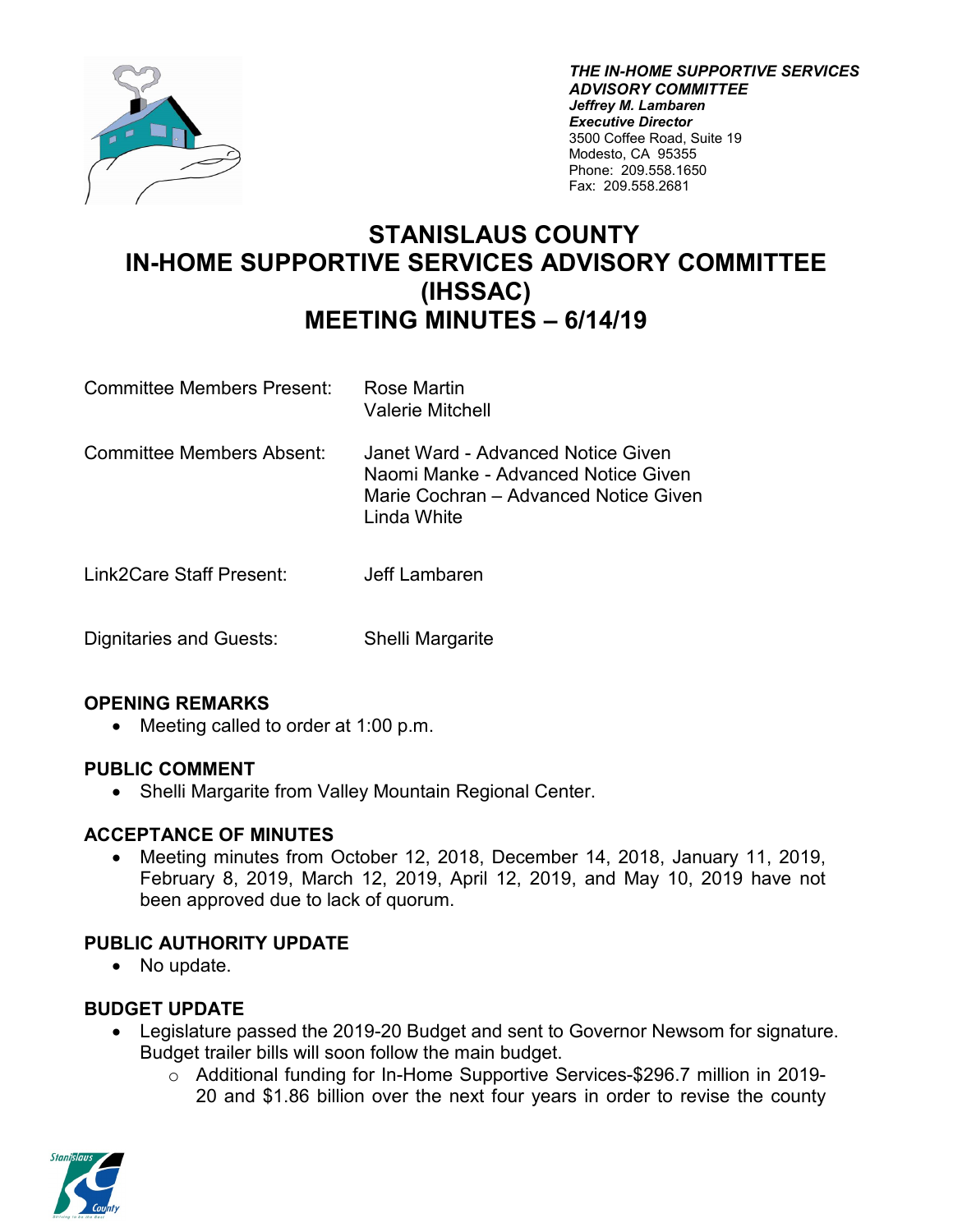***THE IN-HOME SUPPORTIVE SERVICES ADVISORY COMMITTEE***
***Jeffrey M. Lambaren***
***Executive Director***
3500 Coffee Road, Suite 19
Modesto, CA 95355
Phone: 209.558.1650
Fax: 209.558.2681

# STANISLAUS COUNTY IN-HOME SUPPORTIVE SERVICES ADVISORY COMMITTEE (IHSSAC) MEETING MINUTES – 6/14/19

| | |
|---|---|
| Committee Members Present: | Rose Martin<br>Valerie Mitchell |
| Committee Members Absent: | Janet Ward - Advanced Notice Given<br>Naomi Manke - Advanced Notice Given<br>Marie Cochran – Advanced Notice Given<br>Linda White |
| Link2Care Staff Present: | Jeff Lambaren |
| Dignitaries and Guests: | Shelli Margarite |

## OPENING REMARKS

- Meeting called to order at 1:00 p.m.

## PUBLIC COMMENT

- Shelli Margarite from Valley Mountain Regional Center.

## ACCEPTANCE OF MINUTES

- Meeting minutes from October 12, 2018, December 14, 2018, January 11, 2019, February 8, 2019, March 12, 2019, April 12, 2019, and May 10, 2019 have not been approved due to lack of quorum.

## PUBLIC AUTHORITY UPDATE

- No update.

## BUDGET UPDATE

- Legislature passed the 2019-20 Budget and sent to Governor Newsom for signature. Budget trailer bills will soon follow the main budget.
  - Additional funding for In-Home Supportive Services-$296.7 million in 2019-20 and $1.86 billion over the next four years in order to revise the county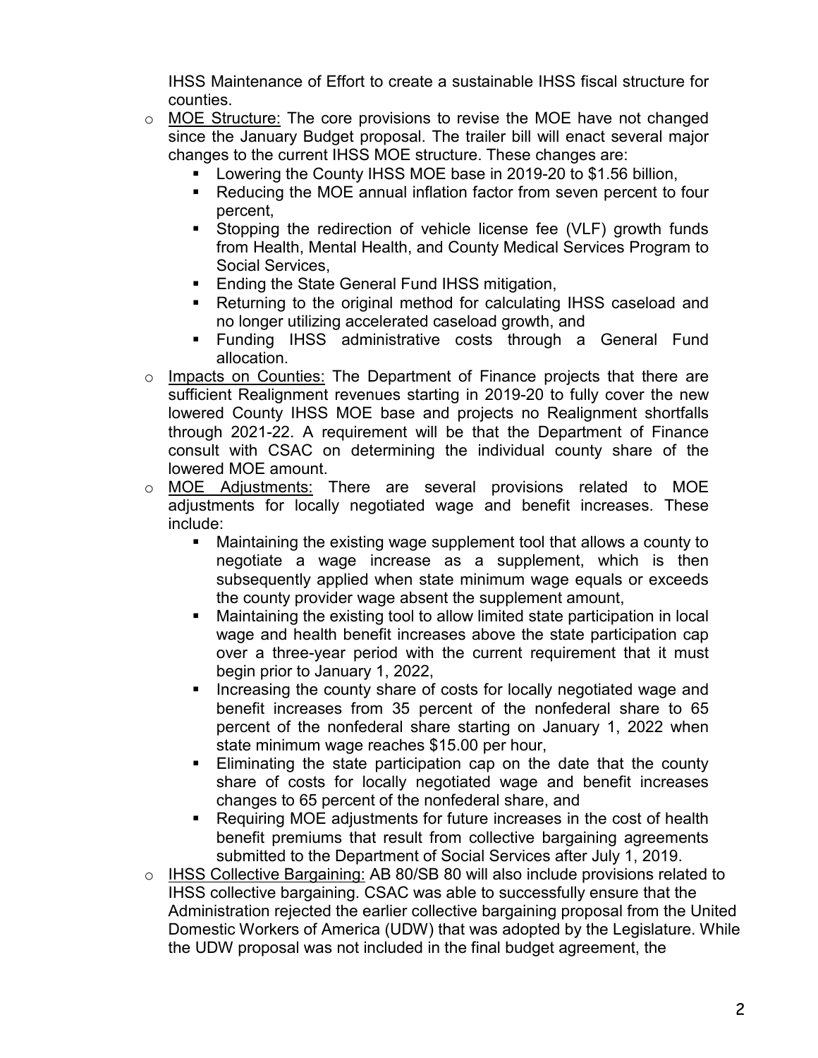IHSS Maintenance of Effort to create a sustainable IHSS fiscal structure for counties.

- MOE Structure: The core provisions to revise the MOE have not changed since the January Budget proposal. The trailer bill will enact several major changes to the current IHSS MOE structure. These changes are:
  - Lowering the County IHSS MOE base in 2019-20 to $1.56 billion,
  - Reducing the MOE annual inflation factor from seven percent to four percent,
  - Stopping the redirection of vehicle license fee (VLF) growth funds from Health, Mental Health, and County Medical Services Program to Social Services,
  - Ending the State General Fund IHSS mitigation,
  - Returning to the original method for calculating IHSS caseload and no longer utilizing accelerated caseload growth, and
  - Funding IHSS administrative costs through a General Fund allocation.
- Impacts on Counties: The Department of Finance projects that there are sufficient Realignment revenues starting in 2019-20 to fully cover the new lowered County IHSS MOE base and projects no Realignment shortfalls through 2021-22. A requirement will be that the Department of Finance consult with CSAC on determining the individual county share of the lowered MOE amount.
- MOE Adjustments: There are several provisions related to MOE adjustments for locally negotiated wage and benefit increases. These include:
  - Maintaining the existing wage supplement tool that allows a county to negotiate a wage increase as a supplement, which is then subsequently applied when state minimum wage equals or exceeds the county provider wage absent the supplement amount,
  - Maintaining the existing tool to allow limited state participation in local wage and health benefit increases above the state participation cap over a three-year period with the current requirement that it must begin prior to January 1, 2022,
  - Increasing the county share of costs for locally negotiated wage and benefit increases from 35 percent of the nonfederal share to 65 percent of the nonfederal share starting on January 1, 2022 when state minimum wage reaches $15.00 per hour,
  - Eliminating the state participation cap on the date that the county share of costs for locally negotiated wage and benefit increases changes to 65 percent of the nonfederal share, and
  - Requiring MOE adjustments for future increases in the cost of health benefit premiums that result from collective bargaining agreements submitted to the Department of Social Services after July 1, 2019.
- IHSS Collective Bargaining: AB 80/SB 80 will also include provisions related to IHSS collective bargaining. CSAC was able to successfully ensure that the Administration rejected the earlier collective bargaining proposal from the United Domestic Workers of America (UDW) that was adopted by the Legislature. While the UDW proposal was not included in the final budget agreement, the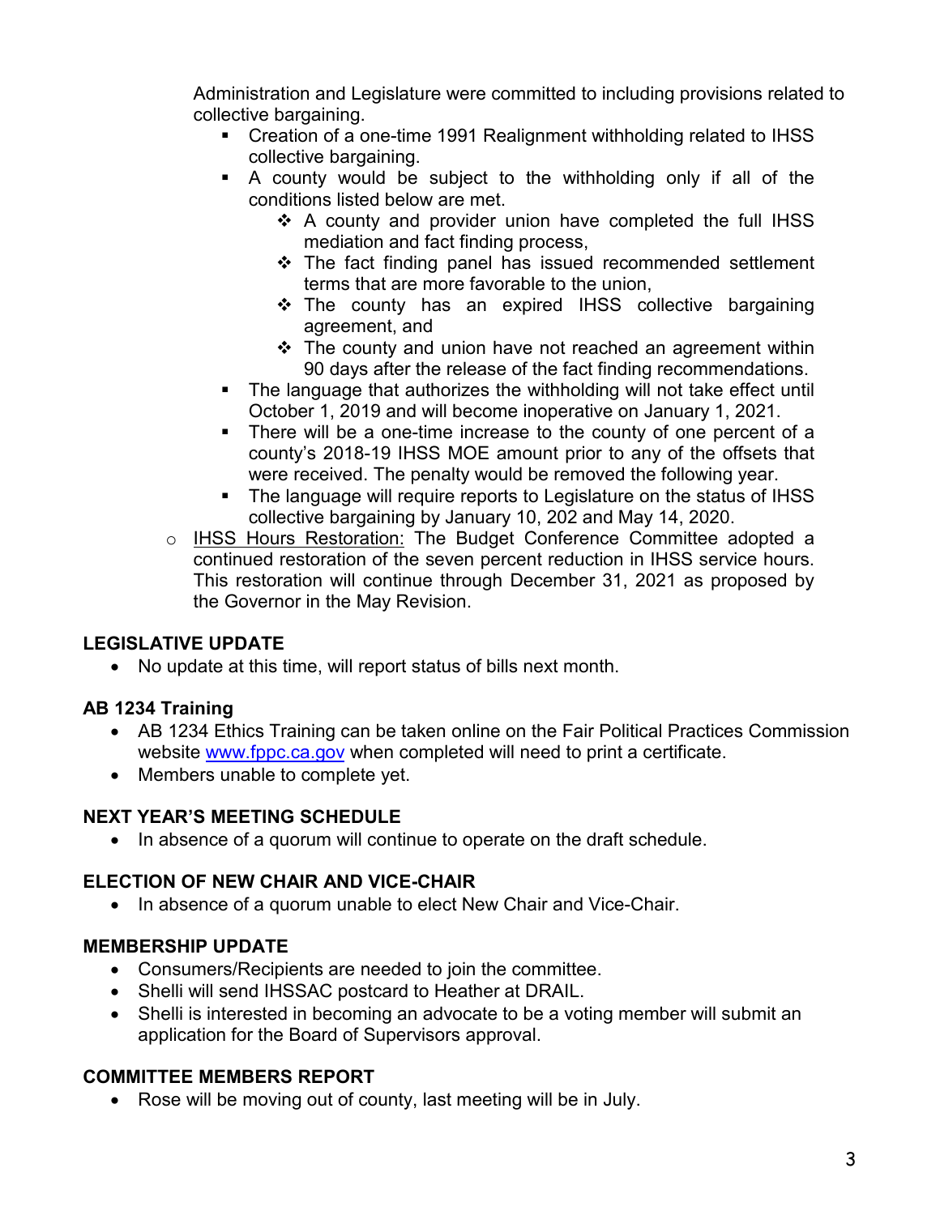Administration and Legislature were committed to including provisions related to collective bargaining.

- Creation of a one-time 1991 Realignment withholding related to IHSS collective bargaining.
- A county would be subject to the withholding only if all of the conditions listed below are met.
  - A county and provider union have completed the full IHSS mediation and fact finding process,
  - The fact finding panel has issued recommended settlement terms that are more favorable to the union,
  - The county has an expired IHSS collective bargaining agreement, and
  - The county and union have not reached an agreement within 90 days after the release of the fact finding recommendations.
- The language that authorizes the withholding will not take effect until October 1, 2019 and will become inoperative on January 1, 2021.
- There will be a one-time increase to the county of one percent of a county's 2018-19 IHSS MOE amount prior to any of the offsets that were received. The penalty would be removed the following year.
- The language will require reports to Legislature on the status of IHSS collective bargaining by January 10, 202 and May 14, 2020.

- <u>IHSS Hours Restoration:</u> The Budget Conference Committee adopted a continued restoration of the seven percent reduction in IHSS service hours. This restoration will continue through December 31, 2021 as proposed by the Governor in the May Revision.

**LEGISLATIVE UPDATE**

- No update at this time, will report status of bills next month.

**AB 1234 Training**

- AB 1234 Ethics Training can be taken online on the Fair Political Practices Commission website www.fppc.ca.gov when completed will need to print a certificate.
- Members unable to complete yet.

**NEXT YEAR'S MEETING SCHEDULE**

- In absence of a quorum will continue to operate on the draft schedule.

**ELECTION OF NEW CHAIR AND VICE-CHAIR**

- In absence of a quorum unable to elect New Chair and Vice-Chair.

**MEMBERSHIP UPDATE**

- Consumers/Recipients are needed to join the committee.
- Shelli will send IHSSAC postcard to Heather at DRAIL.
- Shelli is interested in becoming an advocate to be a voting member will submit an application for the Board of Supervisors approval.

**COMMITTEE MEMBERS REPORT**

- Rose will be moving out of county, last meeting will be in July.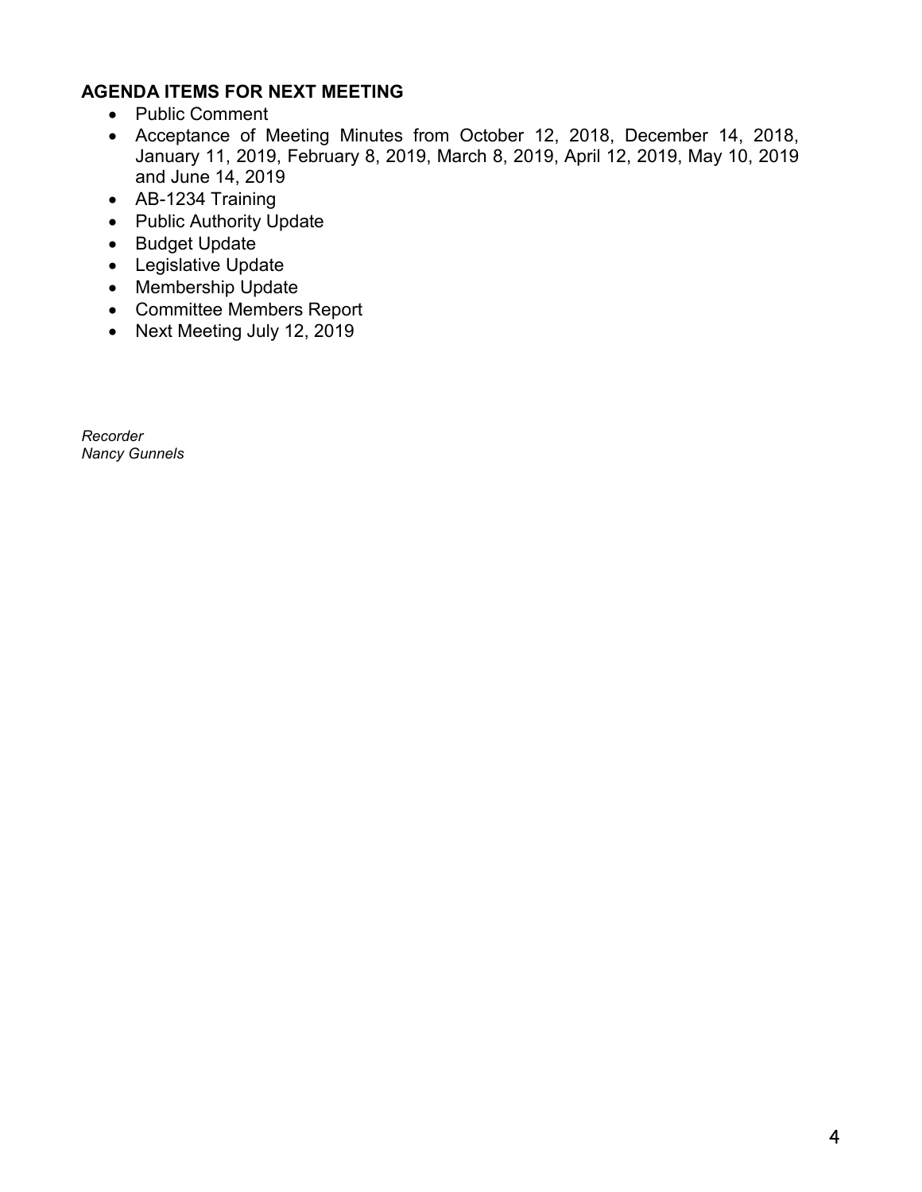**AGENDA ITEMS FOR NEXT MEETING**

- Public Comment
- Acceptance of Meeting Minutes from October 12, 2018, December 14, 2018, January 11, 2019, February 8, 2019, March 8, 2019, April 12, 2019, May 10, 2019 and June 14, 2019
- AB-1234 Training
- Public Authority Update
- Budget Update
- Legislative Update
- Membership Update
- Committee Members Report
- Next Meeting July 12, 2019

*Recorder*
*Nancy Gunnels*